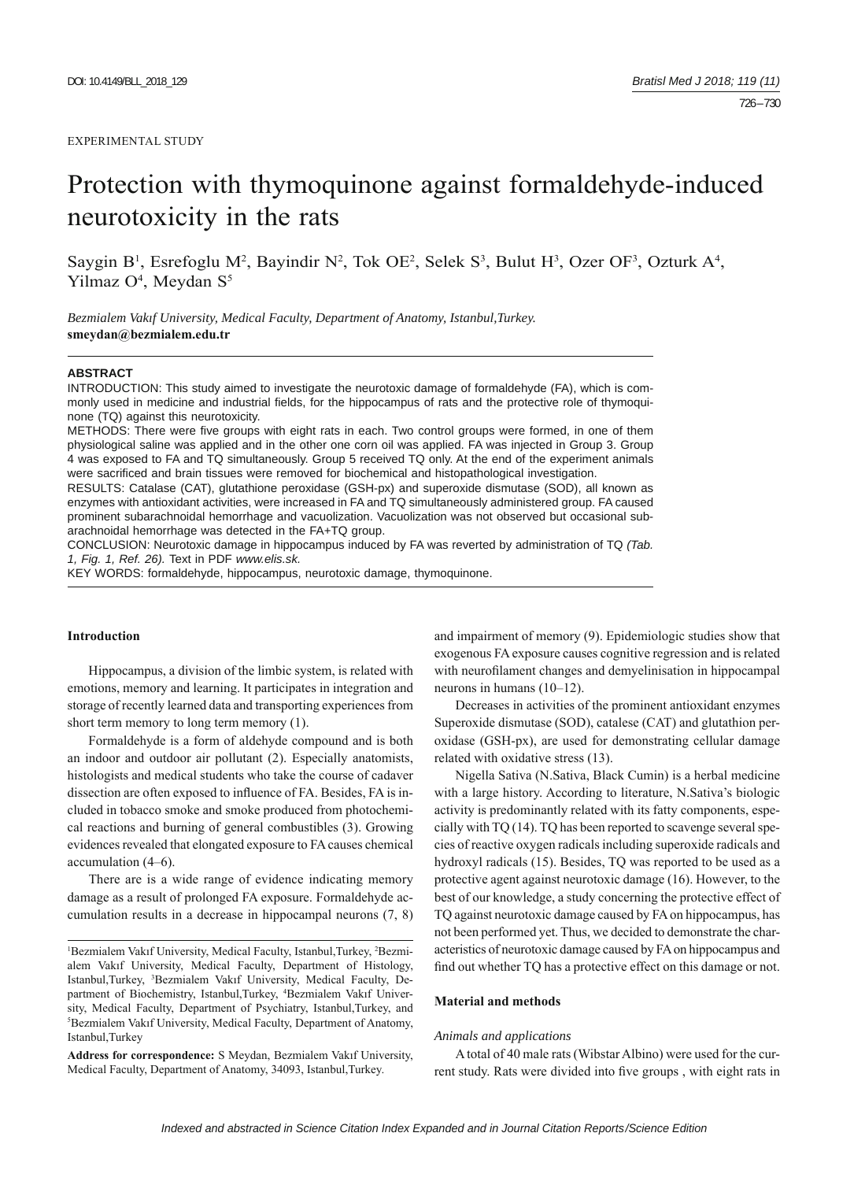EXPERIMENTAL STUDY

# Protection with thymoquinone against formaldehyde-induced neurotoxicity in the rats

Saygin B[1], Esrefoglu M[2], Bayindir N[2], Tok OE[2], Selek S[3], Bulut H[3], Ozer OF[3], Ozturk A[4], Yilmaz O[4], Meydan S[5]

*Bezmialem Vakıf University, Medical Faculty, Department of Anatomy, Istanbul,Turkey.*
**smeydan@bezmialem.edu.tr**

### ABSTRACT

INTRODUCTION: This study aimed to investigate the neurotoxic damage of formaldehyde (FA), which is commonly used in medicine and industrial fields, for the hippocampus of rats and the protective role of thymoquinone (TQ) against this neurotoxicity.

METHODS: There were five groups with eight rats in each. Two control groups were formed, in one of them physiological saline was applied and in the other one corn oil was applied. FA was injected in Group 3. Group 4 was exposed to FA and TQ simultaneously. Group 5 received TQ only. At the end of the experiment animals were sacrificed and brain tissues were removed for biochemical and histopathological investigation.

RESULTS: Catalase (CAT), glutathione peroxidase (GSH-px) and superoxide dismutase (SOD), all known as enzymes with antioxidant activities, were increased in FA and TQ simultaneously administered group. FA caused prominent subarachnoidal hemorrhage and vacuolization. Vacuolization was not observed but occasional subarachnoidal hemorrhage was detected in the FA+TQ group.

CONCLUSION: Neurotoxic damage in hippocampus induced by FA was reverted by administration of TQ *(Tab. 1, Fig. 1, Ref. 26).* Text in PDF *www.elis.sk.*

KEY WORDS: formaldehyde, hippocampus, neurotoxic damage, thymoquinone.

## Introduction

Hippocampus, a division of the limbic system, is related with emotions, memory and learning. It participates in integration and storage of recently learned data and transporting experiences from short term memory to long term memory (1).

Formaldehyde is a form of aldehyde compound and is both an indoor and outdoor air pollutant (2). Especially anatomists, histologists and medical students who take the course of cadaver dissection are often exposed to influence of FA. Besides, FA is included in tobacco smoke and smoke produced from photochemical reactions and burning of general combustibles (3). Growing evidences revealed that elongated exposure to FA causes chemical accumulation (4–6).

There are is a wide range of evidence indicating memory damage as a result of prolonged FA exposure. Formaldehyde accumulation results in a decrease in hippocampal neurons (7, 8) and impairment of memory (9). Epidemiologic studies show that exogenous FA exposure causes cognitive regression and is related with neurofilament changes and demyelinisation in hippocampal neurons in humans (10–12).

Decreases in activities of the prominent antioxidant enzymes Superoxide dismutase (SOD), catalese (CAT) and glutathion peroxidase (GSH-px), are used for demonstrating cellular damage related with oxidative stress (13).

Nigella Sativa (N.Sativa, Black Cumin) is a herbal medicine with a large history. According to literature, N.Sativa's biologic activity is predominantly related with its fatty components, especially with TQ (14). TQ has been reported to scavenge several species of reactive oxygen radicals including superoxide radicals and hydroxyl radicals (15). Besides, TQ was reported to be used as a protective agent against neurotoxic damage (16). However, to the best of our knowledge, a study concerning the protective effect of TQ against neurotoxic damage caused by FA on hippocampus, has not been performed yet. Thus, we decided to demonstrate the characteristics of neurotoxic damage caused by FA on hippocampus and find out whether TQ has a protective effect on this damage or not.

## Material and methods

### *Animals and applications*

A total of 40 male rats (Wibstar Albino) were used for the current study. Rats were divided into five groups , with eight rats in

---

[1]Bezmialem Vakıf University, Medical Faculty, Istanbul,Turkey, [2]Bezmialem Vakıf University, Medical Faculty, Department of Histology, Istanbul,Turkey, [3]Bezmialem Vakıf University, Medical Faculty, Department of Biochemistry, Istanbul,Turkey, [4]Bezmialem Vakıf University, Medical Faculty, Department of Psychiatry, Istanbul,Turkey, and [5]Bezmialem Vakıf University, Medical Faculty, Department of Anatomy, Istanbul,Turkey

**Address for correspondence:** S Meydan, Bezmialem Vakıf University, Medical Faculty, Department of Anatomy, 34093, Istanbul,Turkey.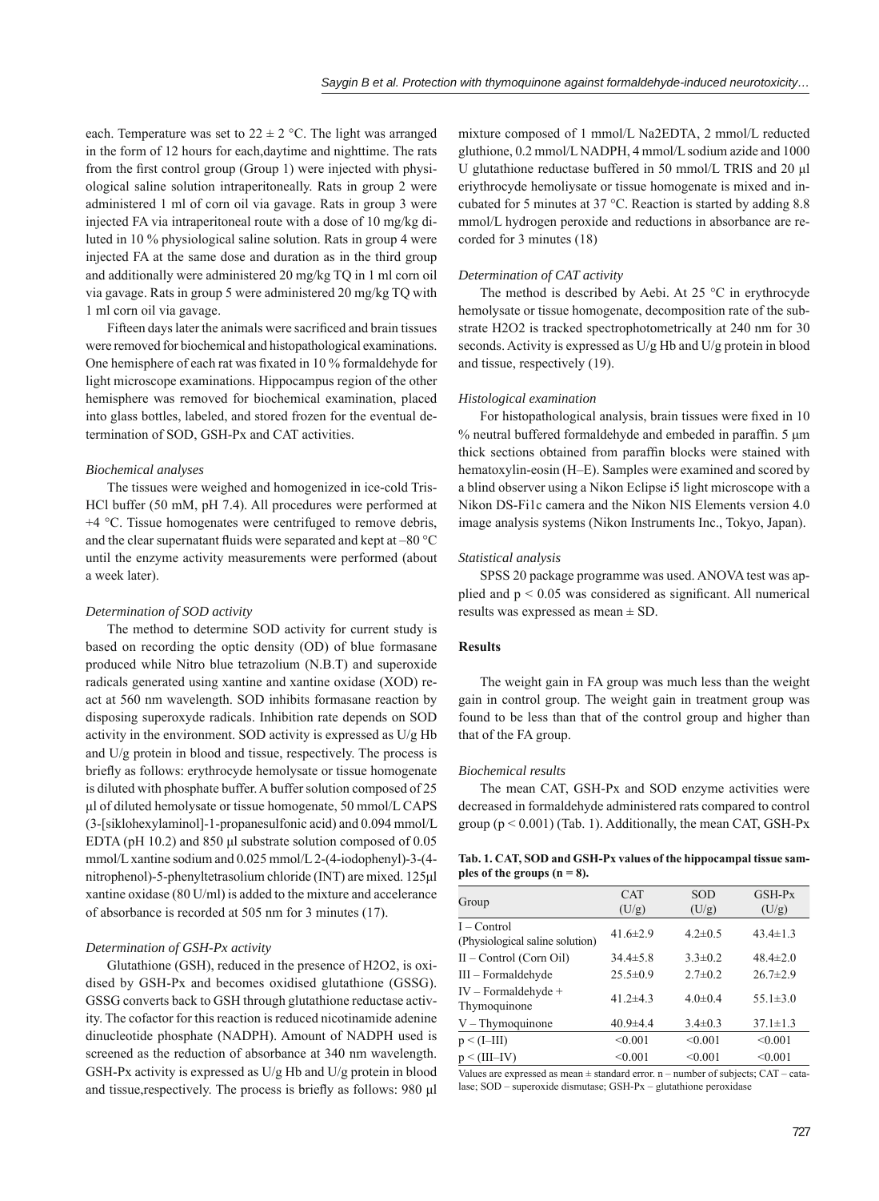each. Temperature was set to $22 \pm 2$ °C. The light was arranged in the form of 12 hours for each,daytime and nighttime. The rats from the first control group (Group 1) were injected with physiological saline solution intraperitoneally. Rats in group 2 were administered 1 ml of corn oil via gavage. Rats in group 3 were injected FA via intraperitoneal route with a dose of 10 mg/kg diluted in 10 % physiological saline solution. Rats in group 4 were injected FA at the same dose and duration as in the third group and additionally were administered 20 mg/kg TQ in 1 ml corn oil via gavage. Rats in group 5 were administered 20 mg/kg TQ with 1 ml corn oil via gavage.

Fifteen days later the animals were sacrificed and brain tissues were removed for biochemical and histopathological examinations. One hemisphere of each rat was fixated in 10 % formaldehyde for light microscope examinations. Hippocampus region of the other hemisphere was removed for biochemical examination, placed into glass bottles, labeled, and stored frozen for the eventual determination of SOD, GSH-Px and CAT activities.

### *Biochemical analyses*

The tissues were weighed and homogenized in ice-cold Tris-HCl buffer (50 mM, pH 7.4). All procedures were performed at +4 °C. Tissue homogenates were centrifuged to remove debris, and the clear supernatant fluids were separated and kept at –80 °C until the enzyme activity measurements were performed (about a week later).

### *Determination of SOD activity*

The method to determine SOD activity for current study is based on recording the optic density (OD) of blue formasane produced while Nitro blue tetrazolium (N.B.T) and superoxide radicals generated using xantine and xantine oxidase (XOD) react at 560 nm wavelength. SOD inhibits formasane reaction by disposing superoxyde radicals. Inhibition rate depends on SOD activity in the environment. SOD activity is expressed as U/g Hb and U/g protein in blood and tissue, respectively. The process is briefly as follows: erythrocyde hemolysate or tissue homogenate is diluted with phosphate buffer. A buffer solution composed of 25 μl of diluted hemolysate or tissue homogenate, 50 mmol/L CAPS (3-[siklohexylaminol]-1-propanesulfonic acid) and 0.094 mmol/L EDTA (pH 10.2) and 850 μl substrate solution composed of 0.05 mmol/L xantine sodium and 0.025 mmol/L 2-(4-iodophenyl)-3-(4-nitrophenol)-5-phenyltetrasolium chloride (INT) are mixed. 125μl xantine oxidase (80 U/ml) is added to the mixture and accelerance of absorbance is recorded at 505 nm for 3 minutes (17).

### *Determination of GSH-Px activity*

Glutathione (GSH), reduced in the presence of H2O2, is oxidised by GSH-Px and becomes oxidised glutathione (GSSG). GSSG converts back to GSH through glutathione reductase activity. The cofactor for this reaction is reduced nicotinamide adenine dinucleotide phosphate (NADPH). Amount of NADPH used is screened as the reduction of absorbance at 340 nm wavelength. GSH-Px activity is expressed as U/g Hb and U/g protein in blood and tissue,respectively. The process is briefly as follows: 980 μl mixture composed of 1 mmol/L Na2EDTA, 2 mmol/L reducted gluthione, 0.2 mmol/L NADPH, 4 mmol/L sodium azide and 1000 U glutathione reductase buffered in 50 mmol/L TRIS and 20 μl eriythrocyde hemoliysate or tissue homogenate is mixed and incubated for 5 minutes at 37 °C. Reaction is started by adding 8.8 mmol/L hydrogen peroxide and reductions in absorbance are recorded for 3 minutes (18)

### *Determination of CAT activity*

The method is described by Aebi. At 25 °C in erythrocyde hemolysate or tissue homogenate, decomposition rate of the substrate H2O2 is tracked spectrophotometrically at 240 nm for 30 seconds. Activity is expressed as U/g Hb and U/g protein in blood and tissue, respectively (19).

### *Histological examination*

For histopathological analysis, brain tissues were fixed in 10 % neutral buffered formaldehyde and embeded in paraffin. 5 μm thick sections obtained from paraffin blocks were stained with hematoxylin-eosin (H–E). Samples were examined and scored by a blind observer using a Nikon Eclipse i5 light microscope with a Nikon DS-Fi1c camera and the Nikon NIS Elements version 4.0 image analysis systems (Nikon Instruments Inc., Tokyo, Japan).

### *Statistical analysis*

SPSS 20 package programme was used. ANOVA test was applied and $p < 0.05$ was considered as significant. All numerical results was expressed as mean ± SD.

## Results

The weight gain in FA group was much less than the weight gain in control group. The weight gain in treatment group was found to be less than that of the control group and higher than that of the FA group.

### *Biochemical results*

The mean CAT, GSH-Px and SOD enzyme activities were decreased in formaldehyde administered rats compared to control group ($p < 0.001$) (Tab. 1). Additionally, the mean CAT, GSH-Px

**Tab. 1. CAT, SOD and GSH-Px values of the hippocampal tissue samples of the groups (n = 8).**

| Group | CAT (U/g) | SOD (U/g) | GSH-Px (U/g) |
|---|---|---|---|
| I – Control (Physiological saline solution) | 41.6±2.9 | 4.2±0.5 | 43.4±1.3 |
| II – Control (Corn Oil) | 34.4±5.8 | 3.3±0.2 | 48.4±2.0 |
| III – Formaldehyde | 25.5±0.9 | 2.7±0.2 | 26.7±2.9 |
| IV – Formaldehyde + Thymoquinone | 41.2±4.3 | 4.0±0.4 | 55.1±3.0 |
| V – Thymoquinone | 40.9±4.4 | 3.4±0.3 | 37.1±1.3 |
| p < (I–III) | <0.001 | <0.001 | <0.001 |
| p < (III–IV) | <0.001 | <0.001 | <0.001 |

Values are expressed as mean ± standard error. n – number of subjects; CAT – catalase; SOD – superoxide dismutase; GSH-Px – glutathione peroxidase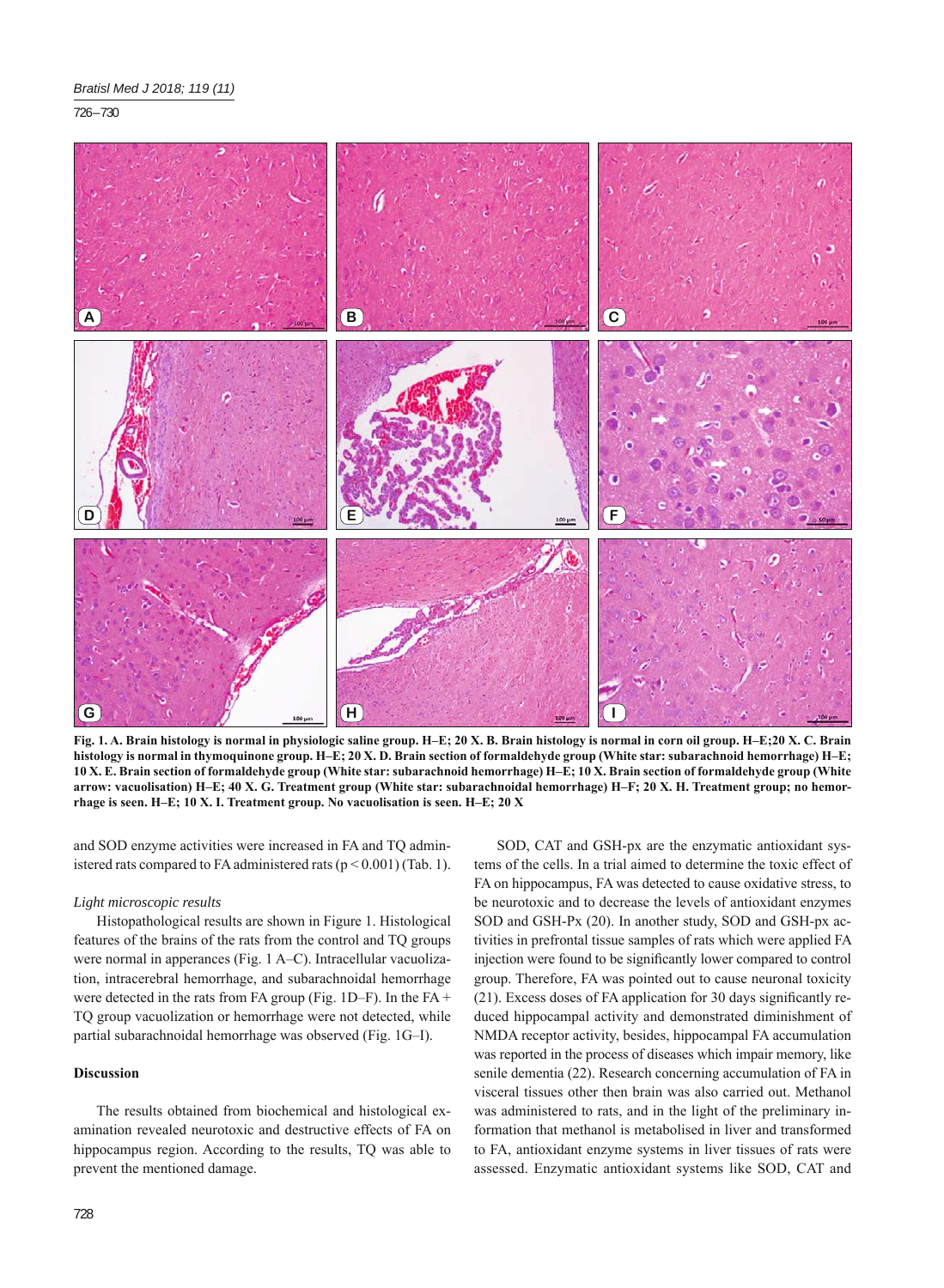**Fig. 1. A. Brain histology is normal in physiologic saline group. H–E; 20 X. B. Brain histology is normal in corn oil group. H–E;20 X. C. Brain histology is normal in thymoquinone group. H–E; 20 X. D. Brain section of formaldehyde group (White star: subarachnoid hemorrhage) H–E; 10 X. E. Brain section of formaldehyde group (White star: subarachnoid hemorrhage) H–E; 10 X. Brain section of formaldehyde group (White arrow: vacuolisation) H–E; 40 X. G. Treatment group (White star: subarachnoidal hemorrhage) H–F; 20 X. H. Treatment group; no hemorrhage is seen. H–E; 10 X. I. Treatment group. No vacuolisation is seen. H–E; 20 X**

and SOD enzyme activities were increased in FA and TQ administered rats compared to FA administered rats ($p < 0.001$) (Tab. 1).

*Light microscopic results*

Histopathological results are shown in Figure 1. Histological features of the brains of the rats from the control and TQ groups were normal in apperances (Fig. 1 A–C). Intracellular vacuolization, intracerebral hemorrhage, and subarachnoidal hemorrhage were detected in the rats from FA group (Fig. 1D–F). In the FA + TQ group vacuolization or hemorrhage were not detected, while partial subarachnoidal hemorrhage was observed (Fig. 1G–I).

**Discussion**

The results obtained from biochemical and histological examination revealed neurotoxic and destructive effects of FA on hippocampus region. According to the results, TQ was able to prevent the mentioned damage.

SOD, CAT and GSH-px are the enzymatic antioxidant systems of the cells. In a trial aimed to determine the toxic effect of FA on hippocampus, FA was detected to cause oxidative stress, to be neurotoxic and to decrease the levels of antioxidant enzymes SOD and GSH-Px (20). In another study, SOD and GSH-px activities in prefrontal tissue samples of rats which were applied FA injection were found to be significantly lower compared to control group. Therefore, FA was pointed out to cause neuronal toxicity (21). Excess doses of FA application for 30 days significantly reduced hippocampal activity and demonstrated diminishment of NMDA receptor activity, besides, hippocampal FA accumulation was reported in the process of diseases which impair memory, like senile dementia (22). Research concerning accumulation of FA in visceral tissues other then brain was also carried out. Methanol was administered to rats, and in the light of the preliminary information that methanol is metabolised in liver and transformed to FA, antioxidant enzyme systems in liver tissues of rats were assessed. Enzymatic antioxidant systems like SOD, CAT and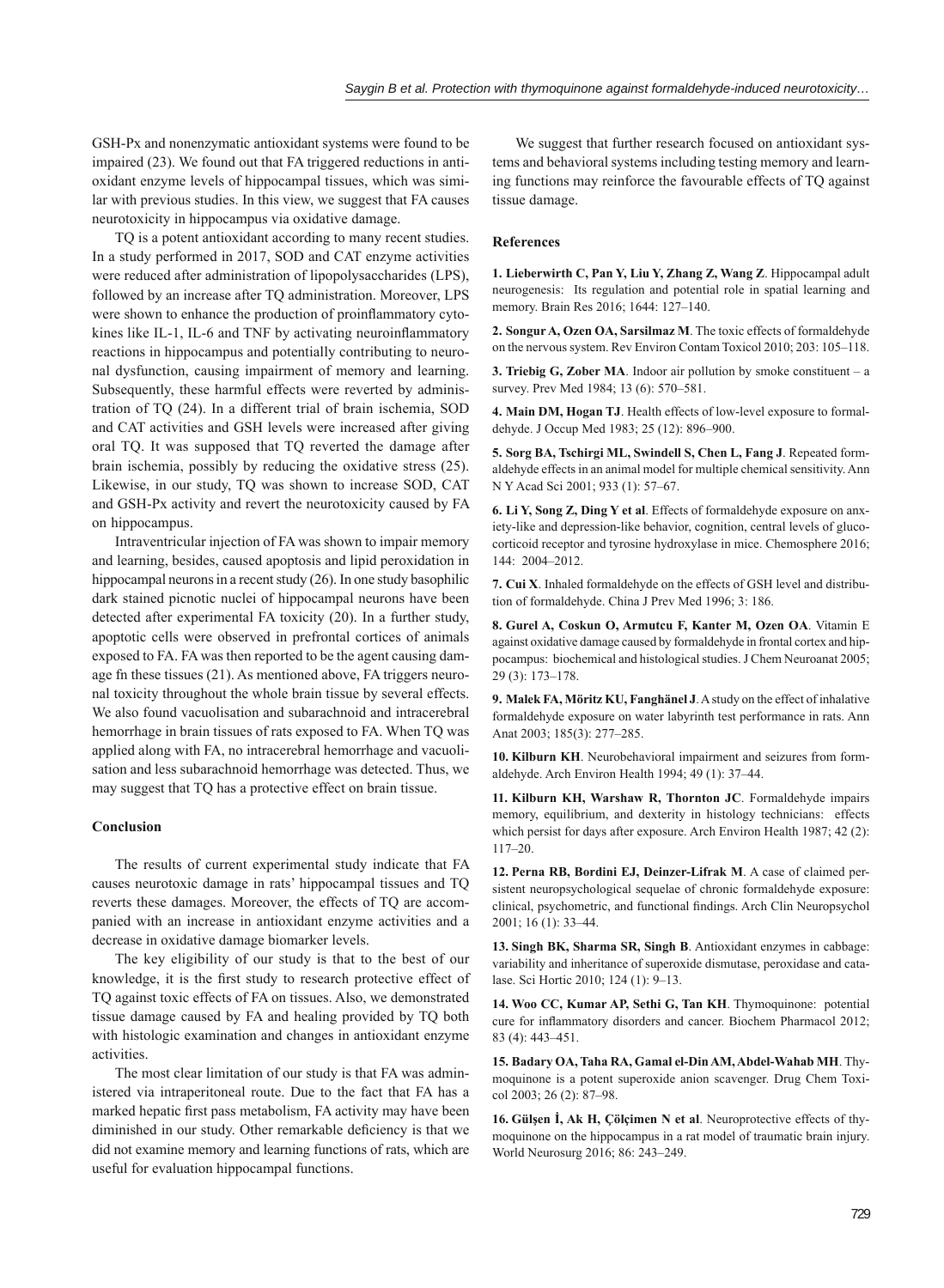GSH-Px and nonenzymatic antioxidant systems were found to be impaired (23). We found out that FA triggered reductions in antioxidant enzyme levels of hippocampal tissues, which was similar with previous studies. In this view, we suggest that FA causes neurotoxicity in hippocampus via oxidative damage.

TQ is a potent antioxidant according to many recent studies. In a study performed in 2017, SOD and CAT enzyme activities were reduced after administration of lipopolysaccharides (LPS), followed by an increase after TQ administration. Moreover, LPS were shown to enhance the production of proinflammatory cytokines like IL-1, IL-6 and TNF by activating neuroinflammatory reactions in hippocampus and potentially contributing to neuronal dysfunction, causing impairment of memory and learning. Subsequently, these harmful effects were reverted by administration of TQ (24). In a different trial of brain ischemia, SOD and CAT activities and GSH levels were increased after giving oral TQ. It was supposed that TQ reverted the damage after brain ischemia, possibly by reducing the oxidative stress (25). Likewise, in our study, TQ was shown to increase SOD, CAT and GSH-Px activity and revert the neurotoxicity caused by FA on hippocampus.

Intraventricular injection of FA was shown to impair memory and learning, besides, caused apoptosis and lipid peroxidation in hippocampal neurons in a recent study (26). In one study basophilic dark stained picnotic nuclei of hippocampal neurons have been detected after experimental FA toxicity (20). In a further study, apoptotic cells were observed in prefrontal cortices of animals exposed to FA. FA was then reported to be the agent causing damage fn these tissues (21). As mentioned above, FA triggers neuronal toxicity throughout the whole brain tissue by several effects. We also found vacuolisation and subarachnoid and intracerebral hemorrhage in brain tissues of rats exposed to FA. When TQ was applied along with FA, no intracerebral hemorrhage and vacuolisation and less subarachnoid hemorrhage was detected. Thus, we may suggest that TQ has a protective effect on brain tissue.

## Conclusion

The results of current experimental study indicate that FA causes neurotoxic damage in rats' hippocampal tissues and TQ reverts these damages. Moreover, the effects of TQ are accompanied with an increase in antioxidant enzyme activities and a decrease in oxidative damage biomarker levels.

The key eligibility of our study is that to the best of our knowledge, it is the first study to research protective effect of TQ against toxic effects of FA on tissues. Also, we demonstrated tissue damage caused by FA and healing provided by TQ both with histologic examination and changes in antioxidant enzyme activities.

The most clear limitation of our study is that FA was administered via intraperitoneal route. Due to the fact that FA has a marked hepatic first pass metabolism, FA activity may have been diminished in our study. Other remarkable deficiency is that we did not examine memory and learning functions of rats, which are useful for evaluation hippocampal functions.

We suggest that further research focused on antioxidant systems and behavioral systems including testing memory and learning functions may reinforce the favourable effects of TQ against tissue damage.

## References

**1. Lieberwirth C, Pan Y, Liu Y, Zhang Z, Wang Z**. Hippocampal adult neurogenesis: Its regulation and potential role in spatial learning and memory. Brain Res 2016; 1644: 127–140.

**2. Songur A, Ozen OA, Sarsilmaz M**. The toxic effects of formaldehyde on the nervous system. Rev Environ Contam Toxicol 2010; 203: 105–118.

**3. Triebig G, Zober MA**. Indoor air pollution by smoke constituent – a survey. Prev Med 1984; 13 (6): 570–581.

**4. Main DM, Hogan TJ**. Health effects of low-level exposure to formaldehyde. J Occup Med 1983; 25 (12): 896–900.

**5. Sorg BA, Tschirgi ML, Swindell S, Chen L, Fang J**. Repeated formaldehyde effects in an animal model for multiple chemical sensitivity. Ann N Y Acad Sci 2001; 933 (1): 57–67.

**6. Li Y, Song Z, Ding Y et al**. Effects of formaldehyde exposure on anxiety-like and depression-like behavior, cognition, central levels of glucocorticoid receptor and tyrosine hydroxylase in mice. Chemosphere 2016; 144: 2004–2012.

**7. Cui X**. Inhaled formaldehyde on the effects of GSH level and distribution of formaldehyde. China J Prev Med 1996; 3: 186.

**8. Gurel A, Coskun O, Armutcu F, Kanter M, Ozen OA**. Vitamin E against oxidative damage caused by formaldehyde in frontal cortex and hippocampus: biochemical and histological studies. J Chem Neuroanat 2005; 29 (3): 173–178.

**9. Malek FA, Möritz KU, Fanghänel J**. A study on the effect of inhalative formaldehyde exposure on water labyrinth test performance in rats. Ann Anat 2003; 185(3): 277–285.

**10. Kilburn KH**. Neurobehavioral impairment and seizures from formaldehyde. Arch Environ Health 1994; 49 (1): 37–44.

**11. Kilburn KH, Warshaw R, Thornton JC**. Formaldehyde impairs memory, equilibrium, and dexterity in histology technicians: effects which persist for days after exposure. Arch Environ Health 1987; 42 (2): 117–20.

**12. Perna RB, Bordini EJ, Deinzer-Lifrak M**. A case of claimed persistent neuropsychological sequelae of chronic formaldehyde exposure: clinical, psychometric, and functional findings. Arch Clin Neuropsychol 2001; 16 (1): 33–44.

**13. Singh BK, Sharma SR, Singh B**. Antioxidant enzymes in cabbage: variability and inheritance of superoxide dismutase, peroxidase and catalase. Sci Hortic 2010; 124 (1): 9–13.

**14. Woo CC, Kumar AP, Sethi G, Tan KH**. Thymoquinone: potential cure for inflammatory disorders and cancer. Biochem Pharmacol 2012; 83 (4): 443–451.

**15. Badary OA, Taha RA, Gamal el-Din AM, Abdel-Wahab MH**. Thymoquinone is a potent superoxide anion scavenger. Drug Chem Toxicol 2003; 26 (2): 87–98.

**16. Gülşen İ, Ak H, Çölçimen N et al**. Neuroprotective effects of thymoquinone on the hippocampus in a rat model of traumatic brain injury. World Neurosurg 2016; 86: 243–249.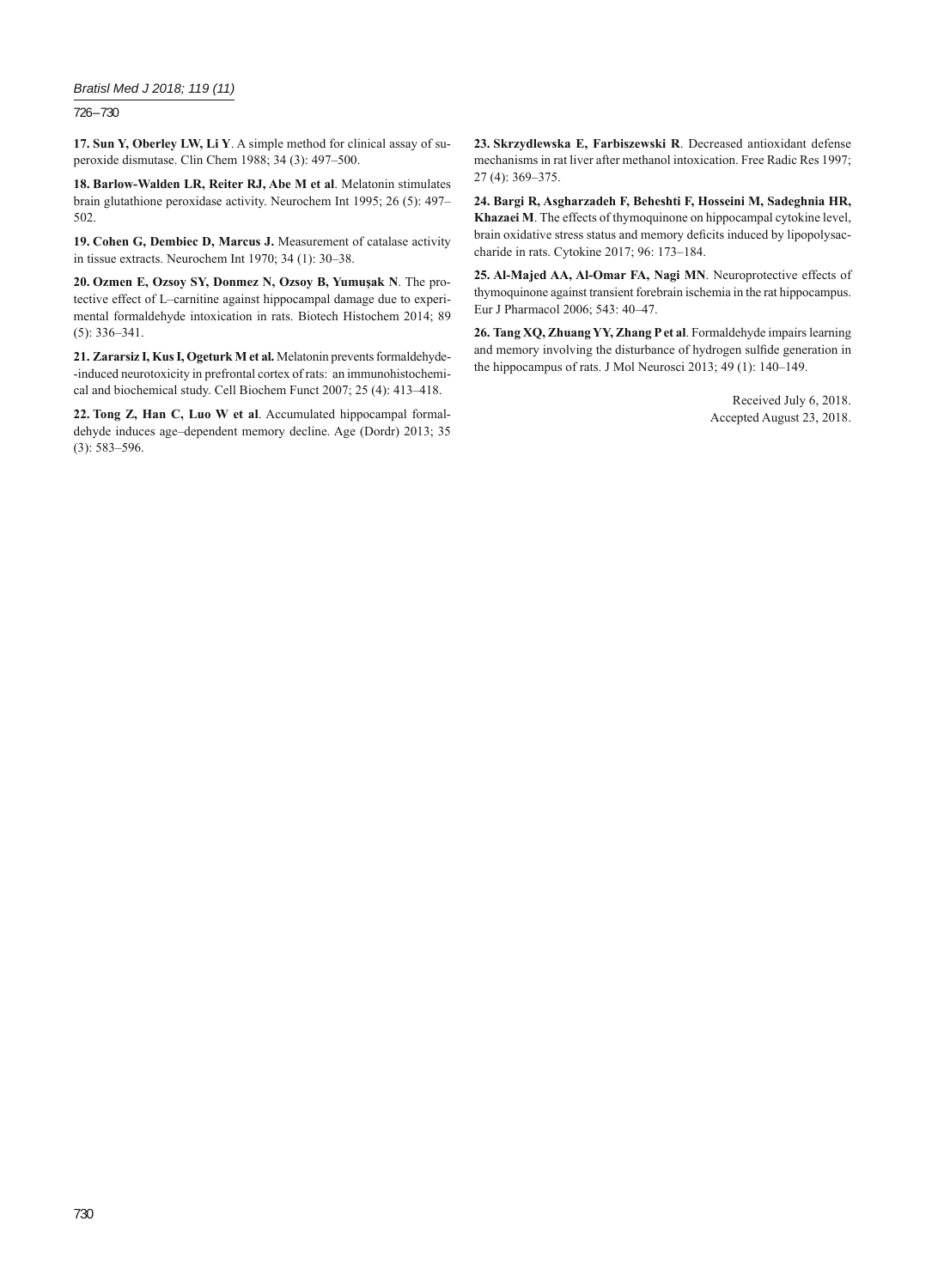**17. Sun Y, Oberley LW, Li Y**. A simple method for clinical assay of superoxide dismutase. Clin Chem 1988; 34 (3): 497–500.

**18. Barlow-Walden LR, Reiter RJ, Abe M et al**. Melatonin stimulates brain glutathione peroxidase activity. Neurochem Int 1995; 26 (5): 497–502.

**19. Cohen G, Dembiec D, Marcus J.** Measurement of catalase activity in tissue extracts. Neurochem Int 1970; 34 (1): 30–38.

**20. Ozmen E, Ozsoy SY, Donmez N, Ozsoy B, Yumuşak N**. The protective effect of L–carnitine against hippocampal damage due to experimental formaldehyde intoxication in rats. Biotech Histochem 2014; 89 (5): 336–341.

**21. Zararsiz I, Kus I, Ogeturk M et al.** Melatonin prevents formaldehyde--induced neurotoxicity in prefrontal cortex of rats: an immunohistochemical and biochemical study. Cell Biochem Funct 2007; 25 (4): 413–418.

**22. Tong Z, Han C, Luo W et al**. Accumulated hippocampal formaldehyde induces age–dependent memory decline. Age (Dordr) 2013; 35 (3): 583–596.

**23. Skrzydlewska E, Farbiszewski R**. Decreased antioxidant defense mechanisms in rat liver after methanol intoxication. Free Radic Res 1997; 27 (4): 369–375.

**24. Bargi R, Asgharzadeh F, Beheshti F, Hosseini M, Sadeghnia HR, Khazaei M**. The effects of thymoquinone on hippocampal cytokine level, brain oxidative stress status and memory deficits induced by lipopolysaccharide in rats. Cytokine 2017; 96: 173–184.

**25. Al-Majed AA, Al-Omar FA, Nagi MN**. Neuroprotective effects of thymoquinone against transient forebrain ischemia in the rat hippocampus. Eur J Pharmacol 2006; 543: 40–47.

**26. Tang XQ, Zhuang YY, Zhang P et al**. Formaldehyde impairs learning and memory involving the disturbance of hydrogen sulfide generation in the hippocampus of rats. J Mol Neurosci 2013; 49 (1): 140–149.

Received July 6, 2018.
Accepted August 23, 2018.